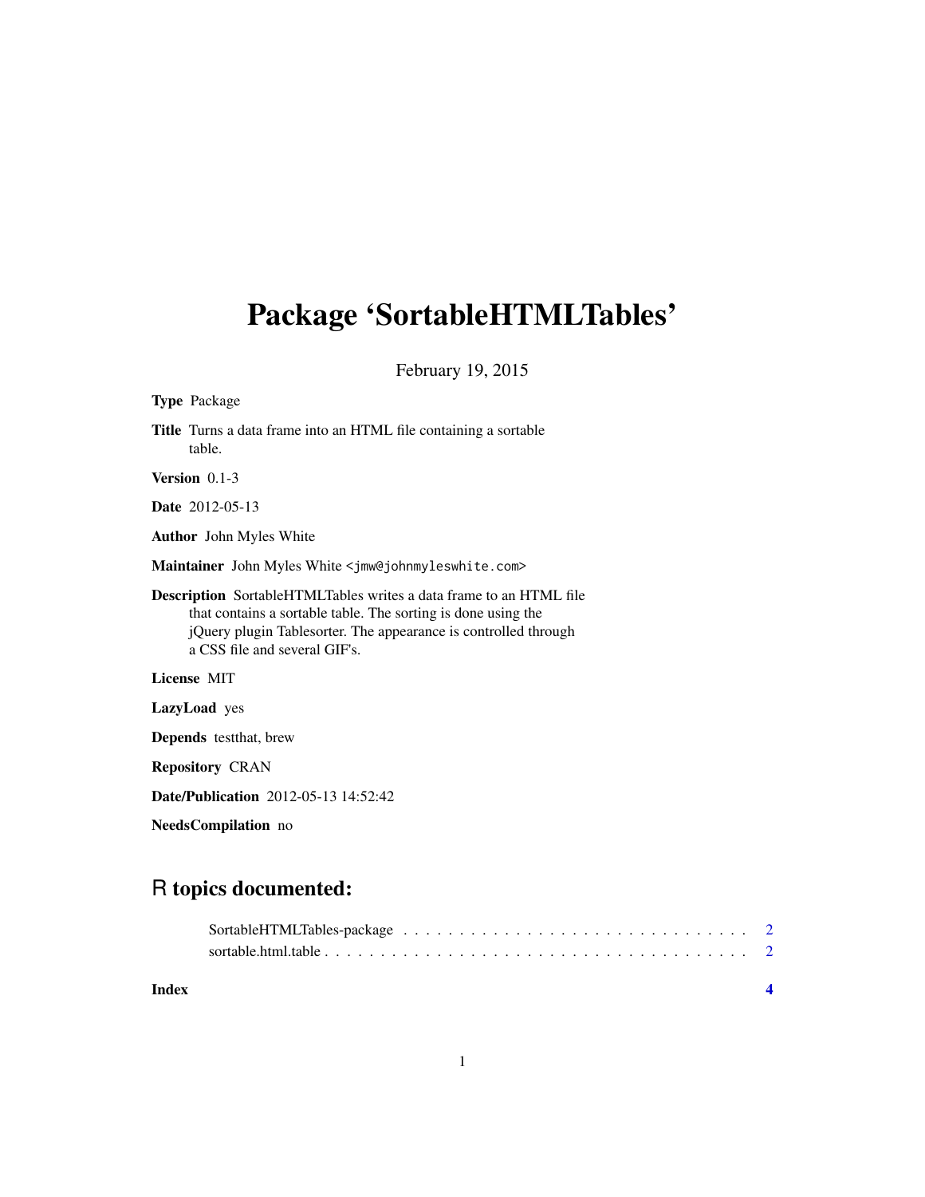# Package 'SortableHTMLTables'

February 19, 2015

**Type** Package

**Title** Turns a data frame into an HTML file containing a sortable table.

**Version** 0.1-3

**Date** 2012-05-13

**Author** John Myles White

**Maintainer** John Myles White <jmw@johnmyleswhite.com>

**Description** SortableHTMLTables writes a data frame to an HTML file that contains a sortable table. The sorting is done using the jQuery plugin Tablesorter. The appearance is controlled through a CSS file and several GIF's.

**License** MIT

**LazyLoad** yes

**Depends** testthat, brew

**Repository** CRAN

**Date/Publication** 2012-05-13 14:52:42

**NeedsCompilation** no

## R topics documented:

SortableHTMLTables-package . . . . . . . . . . . . . . . . . . . . . . . . . . . . . . 2
sortable.html.table . . . . . . . . . . . . . . . . . . . . . . . . . . . . . . . . . . . . 2

**Index** **4**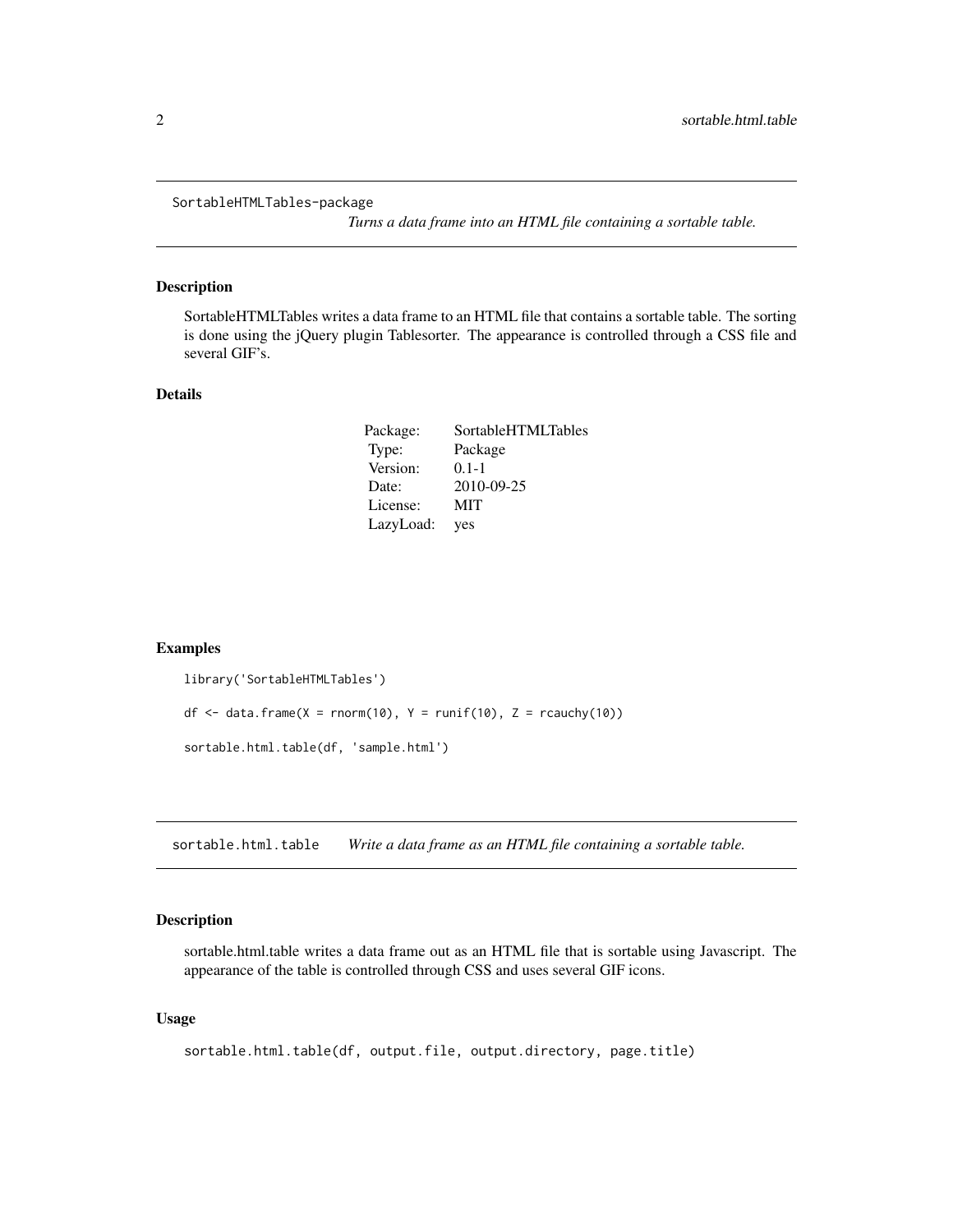## SortableHTMLTables-package

*Turns a data frame into an HTML file containing a sortable table.*

### Description

SortableHTMLTables writes a data frame to an HTML file that contains a sortable table. The sorting is done using the jQuery plugin Tablesorter. The appearance is controlled through a CSS file and several GIF's.

### Details

| | |
|---|---|
| Package: | SortableHTMLTables |
| Type: | Package |
| Version: | 0.1-1 |
| Date: | 2010-09-25 |
| License: | MIT |
| LazyLoad: | yes |

### Examples

```
library('SortableHTMLTables')

df <- data.frame(X = rnorm(10), Y = runif(10), Z = rcauchy(10))

sortable.html.table(df, 'sample.html')
```

## sortable.html.table

*Write a data frame as an HTML file containing a sortable table.*

### Description

sortable.html.table writes a data frame out as an HTML file that is sortable using Javascript. The appearance of the table is controlled through CSS and uses several GIF icons.

### Usage

```
sortable.html.table(df, output.file, output.directory, page.title)
```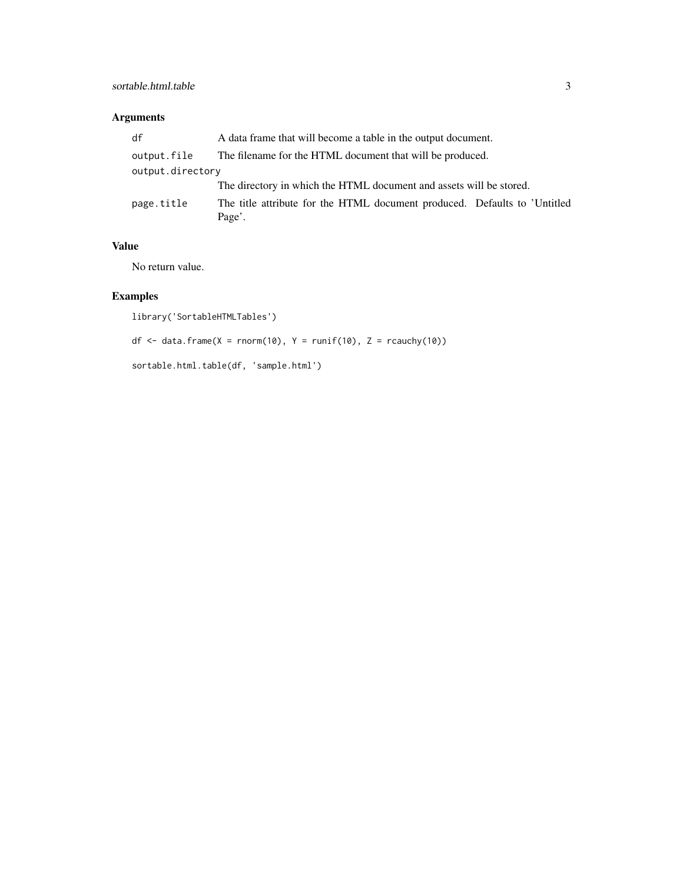## Arguments

| | |
|---|---|
| df | A data frame that will become a table in the output document. |
| output.file | The filename for the HTML document that will be produced. |
| output.directory | The directory in which the HTML document and assets will be stored. |
| page.title | The title attribute for the HTML document produced. Defaults to 'Untitled Page'. |

## Value

No return value.

## Examples

```
library('SortableHTMLTables')

df <- data.frame(X = rnorm(10), Y = runif(10), Z = rcauchy(10))

sortable.html.table(df, 'sample.html')
```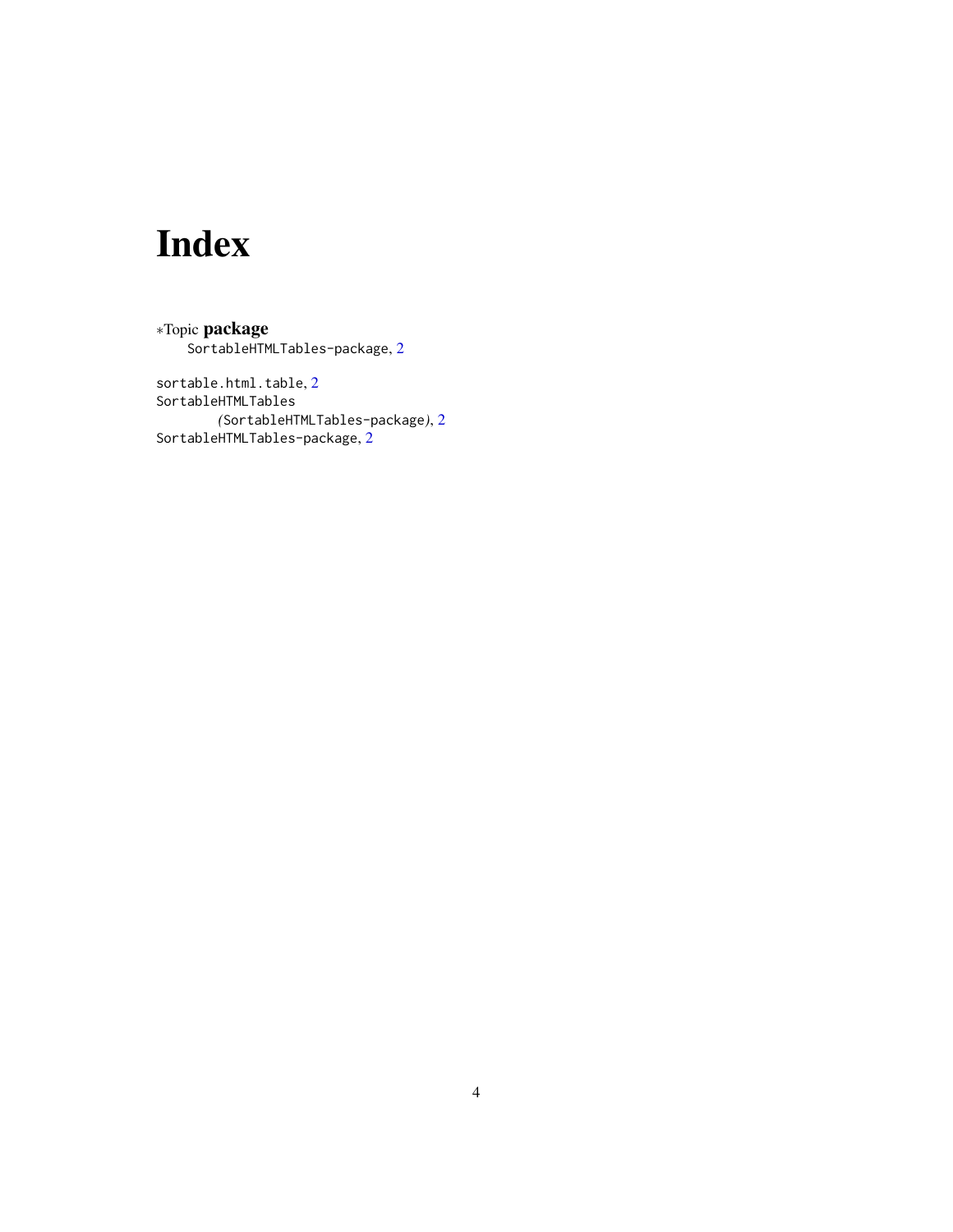# Index

*Topic **package**

SortableHTMLTables-package, 2

sortable.html.table, 2

SortableHTMLTables (SortableHTMLTables-package), 2

SortableHTMLTables-package, 2